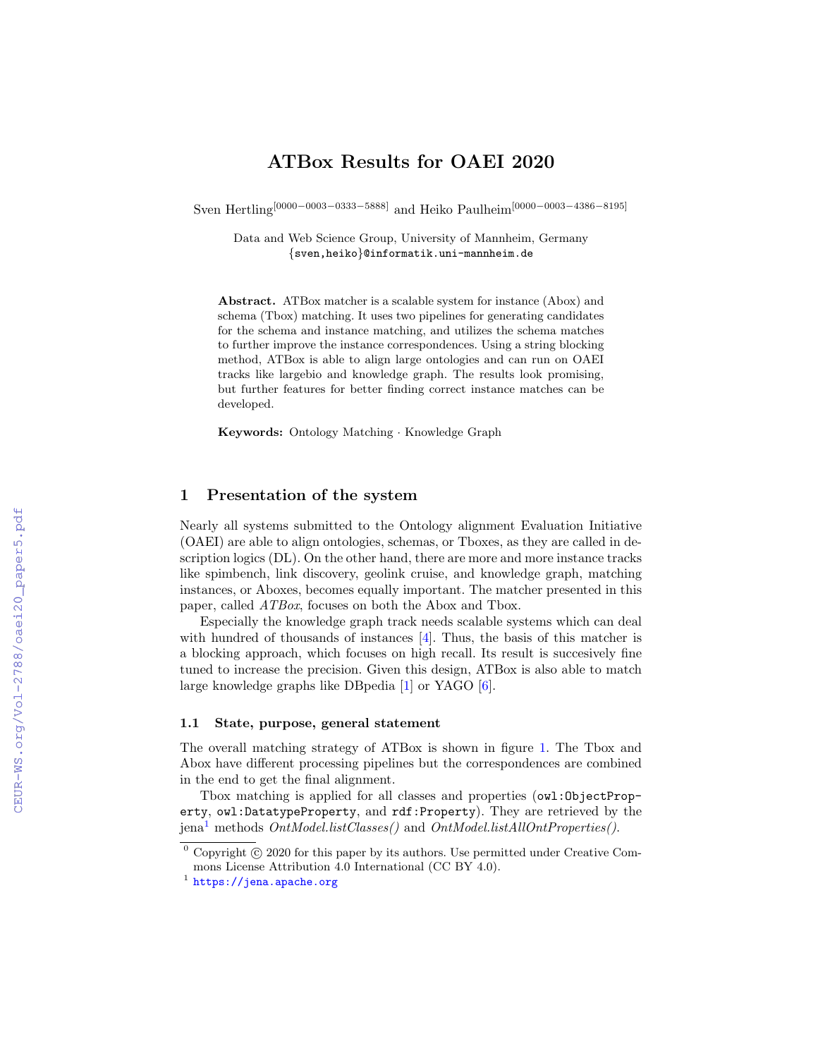# ATBox Results for OAEI 2020

Sven Hertling[0000−0003−0333−5888] and Heiko Paulheim[0000−0003−4386−8195]

Data and Web Science Group, University of Mannheim, Germany
{sven,heiko}@informatik.uni-mannheim.de

**Abstract.** ATBox matcher is a scalable system for instance (Abox) and schema (Tbox) matching. It uses two pipelines for generating candidates for the schema and instance matching, and utilizes the schema matches to further improve the instance correspondences. Using a string blocking method, ATBox is able to align large ontologies and can run on OAEI tracks like largebio and knowledge graph. The results look promising, but further features for better finding correct instance matches can be developed.

**Keywords:** Ontology Matching · Knowledge Graph

## 1 Presentation of the system

Nearly all systems submitted to the Ontology alignment Evaluation Initiative (OAEI) are able to align ontologies, schemas, or Tboxes, as they are called in description logics (DL). On the other hand, there are more and more instance tracks like spimbench, link discovery, geolink cruise, and knowledge graph, matching instances, or Aboxes, becomes equally important. The matcher presented in this paper, called *ATBox*, focuses on both the Abox and Tbox.

Especially the knowledge graph track needs scalable systems which can deal with hundred of thousands of instances [4]. Thus, the basis of this matcher is a blocking approach, which focuses on high recall. Its result is succesively fine tuned to increase the precision. Given this design, ATBox is also able to match large knowledge graphs like DBpedia [1] or YAGO [6].

### 1.1 State, purpose, general statement

The overall matching strategy of ATBox is shown in figure 1. The Tbox and Abox have different processing pipelines but the correspondences are combined in the end to get the final alignment.

Tbox matching is applied for all classes and properties (`owl:ObjectProperty`, `owl:DatatypeProperty`, and `rdf:Property`). They are retrieved by the jena[1] methods *OntModel.listClasses()* and *OntModel.listAllOntProperties()*.

[0] Copyright © 2020 for this paper by its authors. Use permitted under Creative Commons License Attribution 4.0 International (CC BY 4.0).

[1] https://jena.apache.org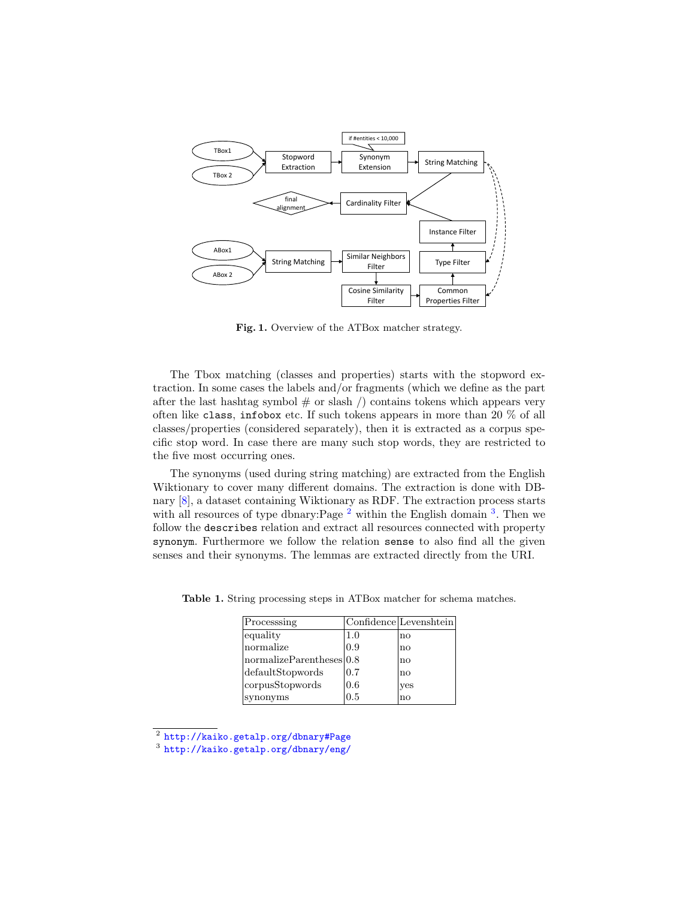**Fig. 1.** Overview of the ATBox matcher strategy.

The Tbox matching (classes and properties) starts with the stopword extraction. In some cases the labels and/or fragments (which we define as the part after the last hashtag symbol # or slash /) contains tokens which appears very often like `class`, `infobox` etc. If such tokens appears in more than 20 % of all classes/properties (considered separately), then it is extracted as a corpus specific stop word. In case there are many such stop words, they are restricted to the five most occurring ones.

The synonyms (used during string matching) are extracted from the English Wiktionary to cover many different domains. The extraction is done with DBnary [8], a dataset containing Wiktionary as RDF. The extraction process starts with all resources of type dbnary:Page [2] within the English domain [3]. Then we follow the `describes` relation and extract all resources connected with property `synonym`. Furthermore we follow the relation `sense` to also find all the given senses and their synonyms. The lemmas are extracted directly from the URI.

**Table 1.** String processing steps in ATBox matcher for schema matches.

| Processsing | Confidence | Levenshtein |
|---|---|---|
| equality | 1.0 | no |
| normalize | 0.9 | no |
| normalizeParentheses | 0.8 | no |
| defaultStopwords | 0.7 | no |
| corpusStopwords | 0.6 | yes |
| synonyms | 0.5 | no |

[2] http://kaiko.getalp.org/dbnary#Page

[3] http://kaiko.getalp.org/dbnary/eng/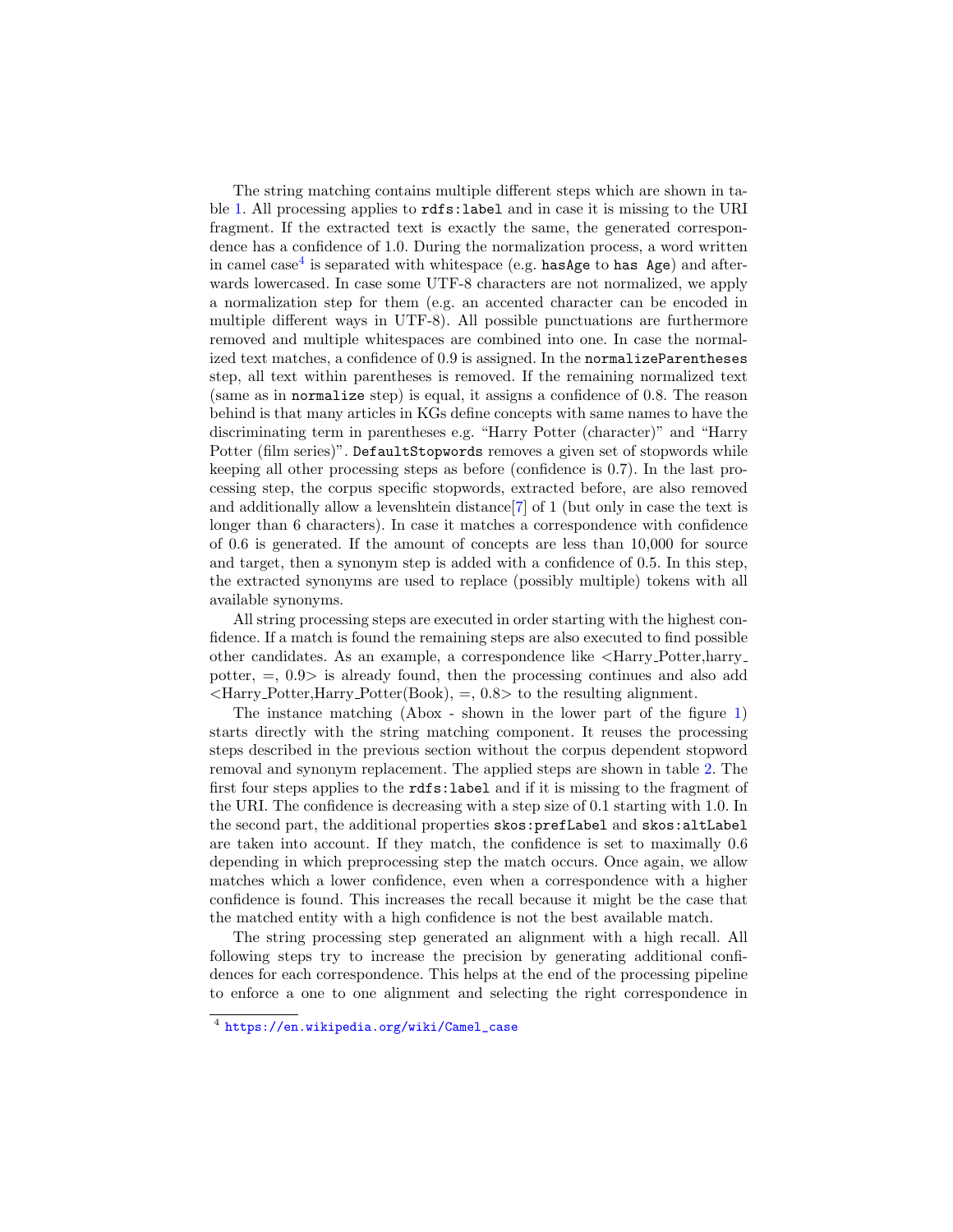The string matching contains multiple different steps which are shown in table 1. All processing applies to `rdfs:label` and in case it is missing to the URI fragment. If the extracted text is exactly the same, the generated correspondence has a confidence of 1.0. During the normalization process, a word written in camel case[4] is separated with whitespace (e.g. `hasAge` to `has Age`) and afterwards lowercased. In case some UTF-8 characters are not normalized, we apply a normalization step for them (e.g. an accented character can be encoded in multiple different ways in UTF-8). All possible punctuations are furthermore removed and multiple whitespaces are combined into one. In case the normalized text matches, a confidence of 0.9 is assigned. In the `normalizeParentheses` step, all text within parentheses is removed. If the remaining normalized text (same as in `normalize` step) is equal, it assigns a confidence of 0.8. The reason behind is that many articles in KGs define concepts with same names to have the discriminating term in parentheses e.g. "Harry Potter (character)" and "Harry Potter (film series)". `DefaultStopwords` removes a given set of stopwords while keeping all other processing steps as before (confidence is 0.7). In the last processing step, the corpus specific stopwords, extracted before, are also removed and additionally allow a levenshtein distance[7] of 1 (but only in case the text is longer than 6 characters). In case it matches a correspondence with confidence of 0.6 is generated. If the amount of concepts are less than 10,000 for source and target, then a synonym step is added with a confidence of 0.5. In this step, the extracted synonyms are used to replace (possibly multiple) tokens with all available synonyms.

All string processing steps are executed in order starting with the highest confidence. If a match is found the remaining steps are also executed to find possible other candidates. As an example, a correspondence like <Harry_Potter,harry_potter, =, 0.9> is already found, then the processing continues and also add <Harry_Potter,Harry_Potter(Book), =, 0.8> to the resulting alignment.

The instance matching (Abox - shown in the lower part of the figure 1) starts directly with the string matching component. It reuses the processing steps described in the previous section without the corpus dependent stopword removal and synonym replacement. The applied steps are shown in table 2. The first four steps applies to the `rdfs:label` and if it is missing to the fragment of the URI. The confidence is decreasing with a step size of 0.1 starting with 1.0. In the second part, the additional properties `skos:prefLabel` and `skos:altLabel` are taken into account. If they match, the confidence is set to maximally 0.6 depending in which preprocessing step the match occurs. Once again, we allow matches which a lower confidence, even when a correspondence with a higher confidence is found. This increases the recall because it might be the case that the matched entity with a high confidence is not the best available match.

The string processing step generated an alignment with a high recall. All following steps try to increase the precision by generating additional confidences for each correspondence. This helps at the end of the processing pipeline to enforce a one to one alignment and selecting the right correspondence in

[4] https://en.wikipedia.org/wiki/Camel_case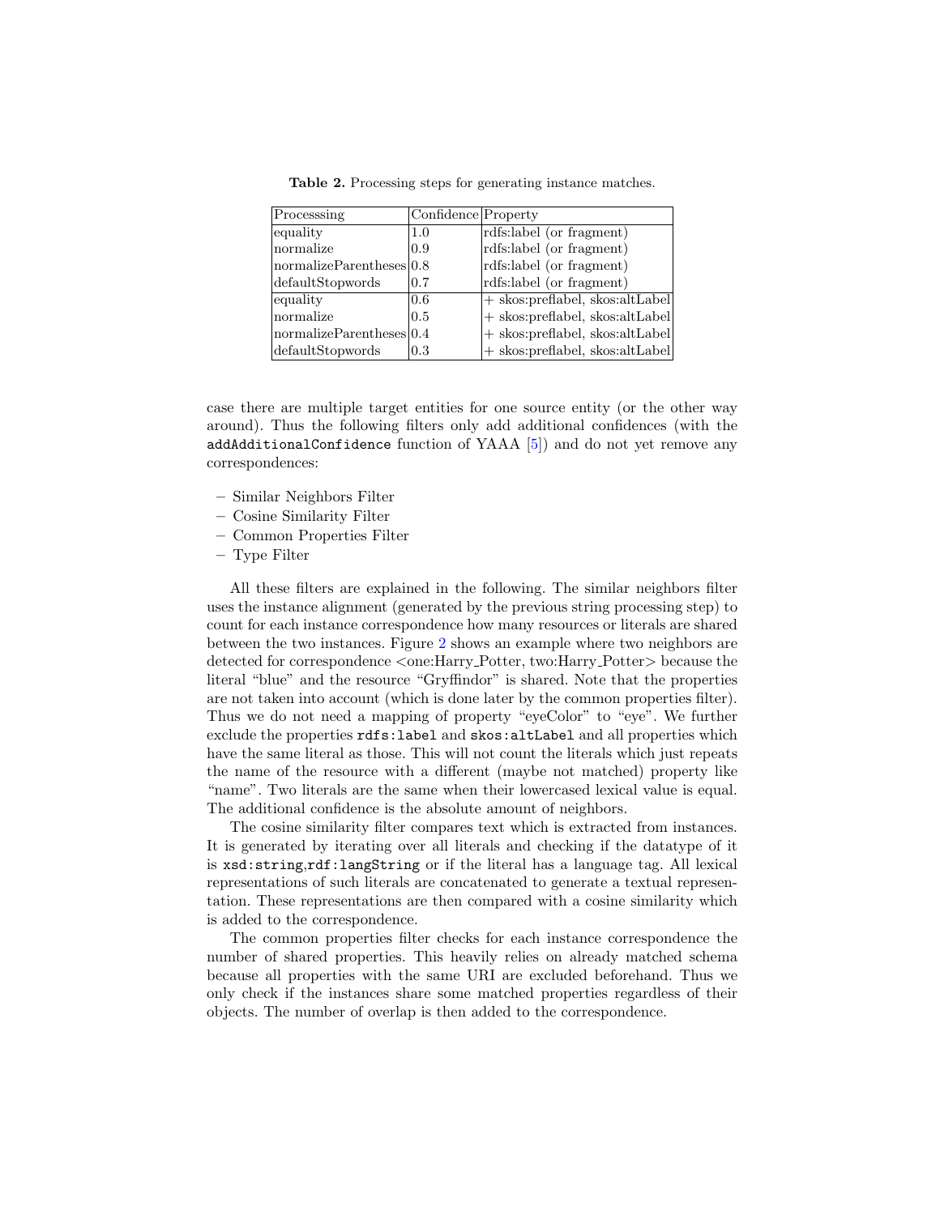**Table 2.** Processing steps for generating instance matches.

| Processsing | Confidence | Property |
|---|---|---|
| equality | 1.0 | rdfs:label (or fragment) |
| normalize | 0.9 | rdfs:label (or fragment) |
| normalizeParentheses | 0.8 | rdfs:label (or fragment) |
| defaultStopwords | 0.7 | rdfs:label (or fragment) |
| equality | 0.6 | + skos:preflabel, skos:altLabel |
| normalize | 0.5 | + skos:preflabel, skos:altLabel |
| normalizeParentheses | 0.4 | + skos:preflabel, skos:altLabel |
| defaultStopwords | 0.3 | + skos:preflabel, skos:altLabel |

case there are multiple target entities for one source entity (or the other way around). Thus the following filters only add additional confidences (with the `addAdditionalConfidence` function of YAAA [5]) and do not yet remove any correspondences:

- Similar Neighbors Filter
- Cosine Similarity Filter
- Common Properties Filter
- Type Filter

All these filters are explained in the following. The similar neighbors filter uses the instance alignment (generated by the previous string processing step) to count for each instance correspondence how many resources or literals are shared between the two instances. Figure 2 shows an example where two neighbors are detected for correspondence <one:Harry_Potter, two:Harry_Potter> because the literal "blue" and the resource "Gryffindor" is shared. Note that the properties are not taken into account (which is done later by the common properties filter). Thus we do not need a mapping of property "eyeColor" to "eye". We further exclude the properties `rdfs:label` and `skos:altLabel` and all properties which have the same literal as those. This will not count the literals which just repeats the name of the resource with a different (maybe not matched) property like "name". Two literals are the same when their lowercased lexical value is equal. The additional confidence is the absolute amount of neighbors.

The cosine similarity filter compares text which is extracted from instances. It is generated by iterating over all literals and checking if the datatype of it is `xsd:string`,`rdf:langString` or if the literal has a language tag. All lexical representations of such literals are concatenated to generate a textual representation. These representations are then compared with a cosine similarity which is added to the correspondence.

The common properties filter checks for each instance correspondence the number of shared properties. This heavily relies on already matched schema because all properties with the same URI are excluded beforehand. Thus we only check if the instances share some matched properties regardless of their objects. The number of overlap is then added to the correspondence.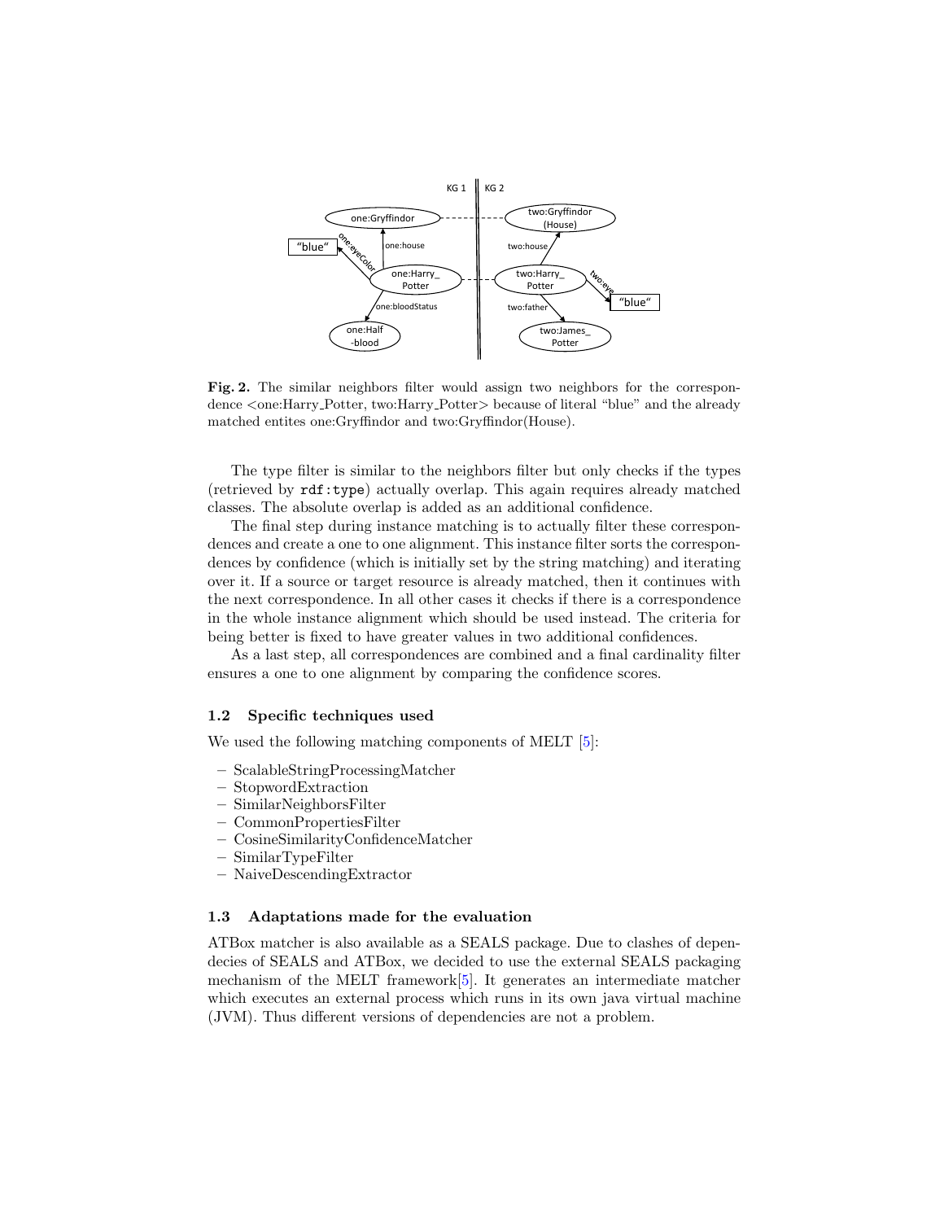**Fig. 2.** The similar neighbors filter would assign two neighbors for the correspondence <one:Harry_Potter, two:Harry_Potter> because of literal "blue" and the already matched entites one:Gryffindor and two:Gryffindor(House).

The type filter is similar to the neighbors filter but only checks if the types (retrieved by `rdf:type`) actually overlap. This again requires already matched classes. The absolute overlap is added as an additional confidence.

The final step during instance matching is to actually filter these correspondences and create a one to one alignment. This instance filter sorts the correspondences by confidence (which is initially set by the string matching) and iterating over it. If a source or target resource is already matched, then it continues with the next correspondence. In all other cases it checks if there is a correspondence in the whole instance alignment which should be used instead. The criteria for being better is fixed to have greater values in two additional confidences.

As a last step, all correspondences are combined and a final cardinality filter ensures a one to one alignment by comparing the confidence scores.

### 1.2 Specific techniques used

We used the following matching components of MELT [5]:

- ScalableStringProcessingMatcher
- StopwordExtraction
- SimilarNeighborsFilter
- CommonPropertiesFilter
- CosineSimilarityConfidenceMatcher
- SimilarTypeFilter
- NaiveDescendingExtractor

### 1.3 Adaptations made for the evaluation

ATBox matcher is also available as a SEALS package. Due to clashes of dependecies of SEALS and ATBox, we decided to use the external SEALS packaging mechanism of the MELT framework[5]. It generates an intermediate matcher which executes an external process which runs in its own java virtual machine (JVM). Thus different versions of dependencies are not a problem.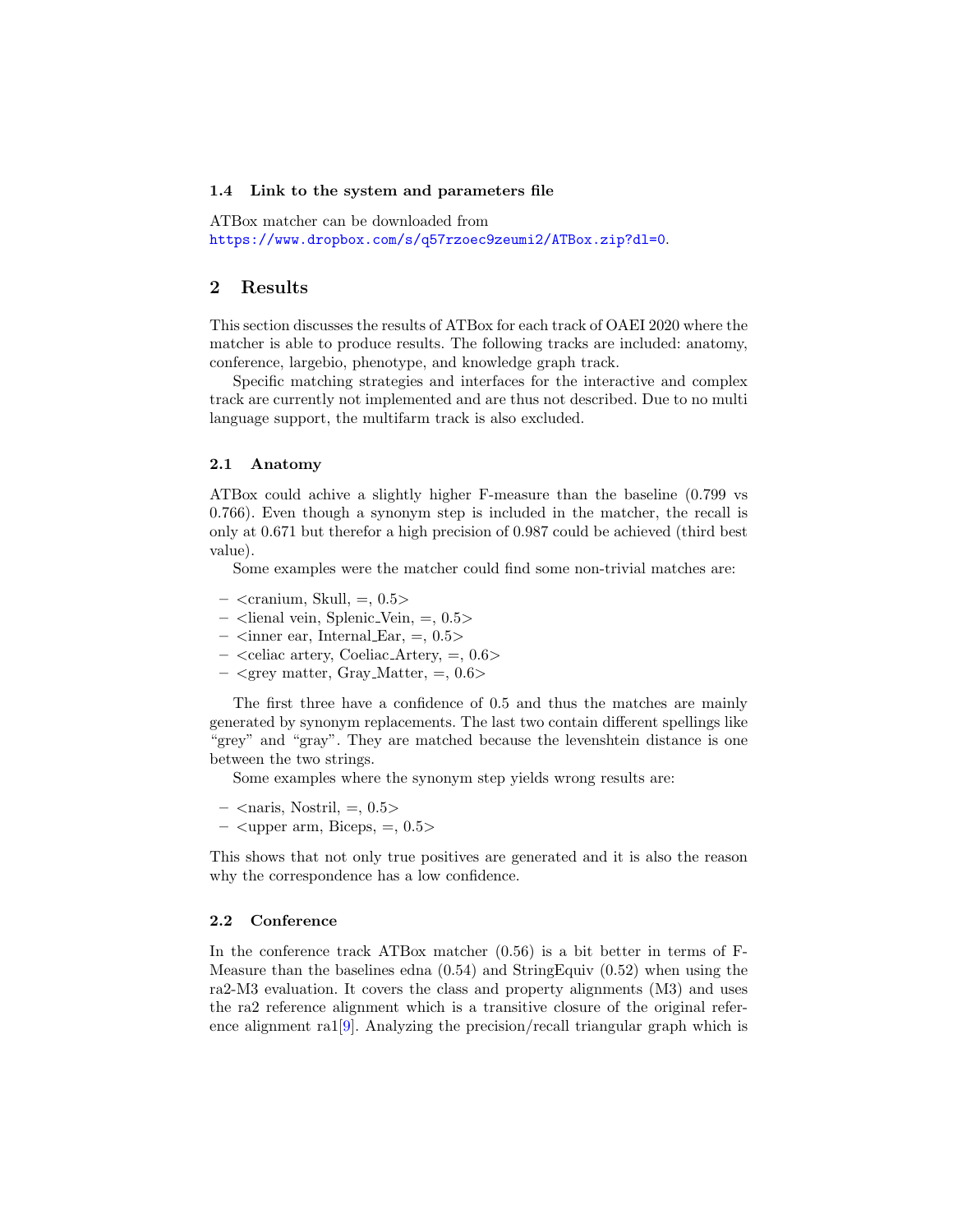### 1.4 Link to the system and parameters file

ATBox matcher can be downloaded from
https://www.dropbox.com/s/q57rzoec9zeumi2/ATBox.zip?dl=0.

## 2 Results

This section discusses the results of ATBox for each track of OAEI 2020 where the matcher is able to produce results. The following tracks are included: anatomy, conference, largebio, phenotype, and knowledge graph track.

Specific matching strategies and interfaces for the interactive and complex track are currently not implemented and are thus not described. Due to no multi language support, the multifarm track is also excluded.

### 2.1 Anatomy

ATBox could achive a slightly higher F-measure than the baseline (0.799 vs 0.766). Even though a synonym step is included in the matcher, the recall is only at 0.671 but therefor a high precision of 0.987 could be achieved (third best value).

Some examples were the matcher could find some non-trivial matches are:

- <cranium, Skull, =, 0.5>
- <lienal vein, Splenic_Vein, =, 0.5>
- <inner ear, Internal_Ear, =, 0.5>
- <celiac artery, Coeliac_Artery, =, 0.6>
- <grey matter, Gray_Matter, =, 0.6>

The first three have a confidence of 0.5 and thus the matches are mainly generated by synonym replacements. The last two contain different spellings like "grey" and "gray". They are matched because the levenshtein distance is one between the two strings.

Some examples where the synonym step yields wrong results are:

- <naris, Nostril, =, 0.5>
- <upper arm, Biceps, =, 0.5>

This shows that not only true positives are generated and it is also the reason why the correspondence has a low confidence.

### 2.2 Conference

In the conference track ATBox matcher (0.56) is a bit better in terms of F-Measure than the baselines edna (0.54) and StringEquiv (0.52) when using the ra2-M3 evaluation. It covers the class and property alignments (M3) and uses the ra2 reference alignment which is a transitive closure of the original reference alignment ra1[9]. Analyzing the precision/recall triangular graph which is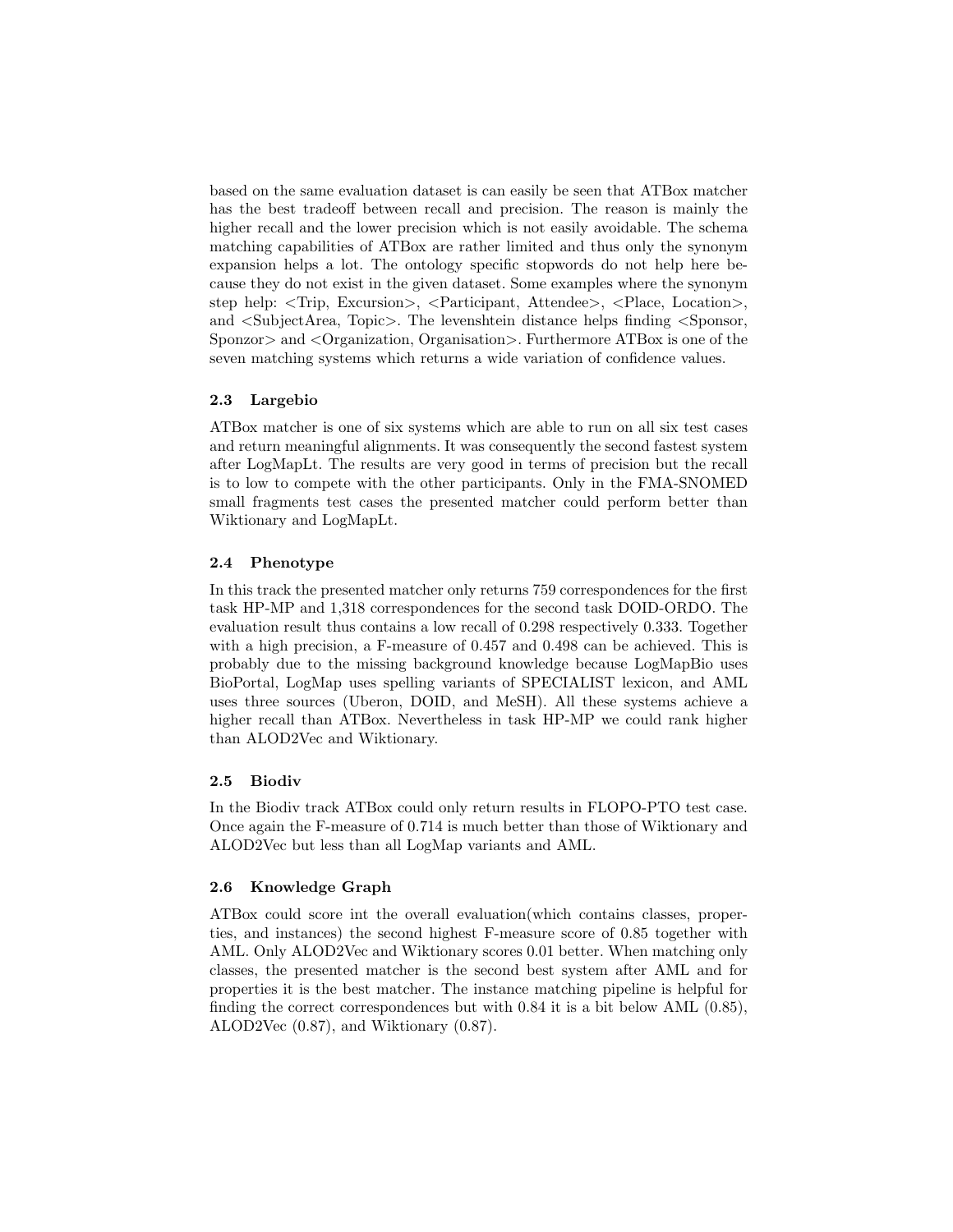based on the same evaluation dataset is can easily be seen that ATBox matcher has the best tradeoff between recall and precision. The reason is mainly the higher recall and the lower precision which is not easily avoidable. The schema matching capabilities of ATBox are rather limited and thus only the synonym expansion helps a lot. The ontology specific stopwords do not help here because they do not exist in the given dataset. Some examples where the synonym step help: <Trip, Excursion>, <Participant, Attendee>, <Place, Location>, and <SubjectArea, Topic>. The levenshtein distance helps finding <Sponsor, Sponzor> and <Organization, Organisation>. Furthermore ATBox is one of the seven matching systems which returns a wide variation of confidence values.

### 2.3 Largebio

ATBox matcher is one of six systems which are able to run on all six test cases and return meaningful alignments. It was consequently the second fastest system after LogMapLt. The results are very good in terms of precision but the recall is to low to compete with the other participants. Only in the FMA-SNOMED small fragments test cases the presented matcher could perform better than Wiktionary and LogMapLt.

### 2.4 Phenotype

In this track the presented matcher only returns 759 correspondences for the first task HP-MP and 1,318 correspondences for the second task DOID-ORDO. The evaluation result thus contains a low recall of 0.298 respectively 0.333. Together with a high precision, a F-measure of 0.457 and 0.498 can be achieved. This is probably due to the missing background knowledge because LogMapBio uses BioPortal, LogMap uses spelling variants of SPECIALIST lexicon, and AML uses three sources (Uberon, DOID, and MeSH). All these systems achieve a higher recall than ATBox. Nevertheless in task HP-MP we could rank higher than ALOD2Vec and Wiktionary.

### 2.5 Biodiv

In the Biodiv track ATBox could only return results in FLOPO-PTO test case. Once again the F-measure of 0.714 is much better than those of Wiktionary and ALOD2Vec but less than all LogMap variants and AML.

### 2.6 Knowledge Graph

ATBox could score int the overall evaluation(which contains classes, properties, and instances) the second highest F-measure score of 0.85 together with AML. Only ALOD2Vec and Wiktionary scores 0.01 better. When matching only classes, the presented matcher is the second best system after AML and for properties it is the best matcher. The instance matching pipeline is helpful for finding the correct correspondences but with 0.84 it is a bit below AML (0.85), ALOD2Vec (0.87), and Wiktionary (0.87).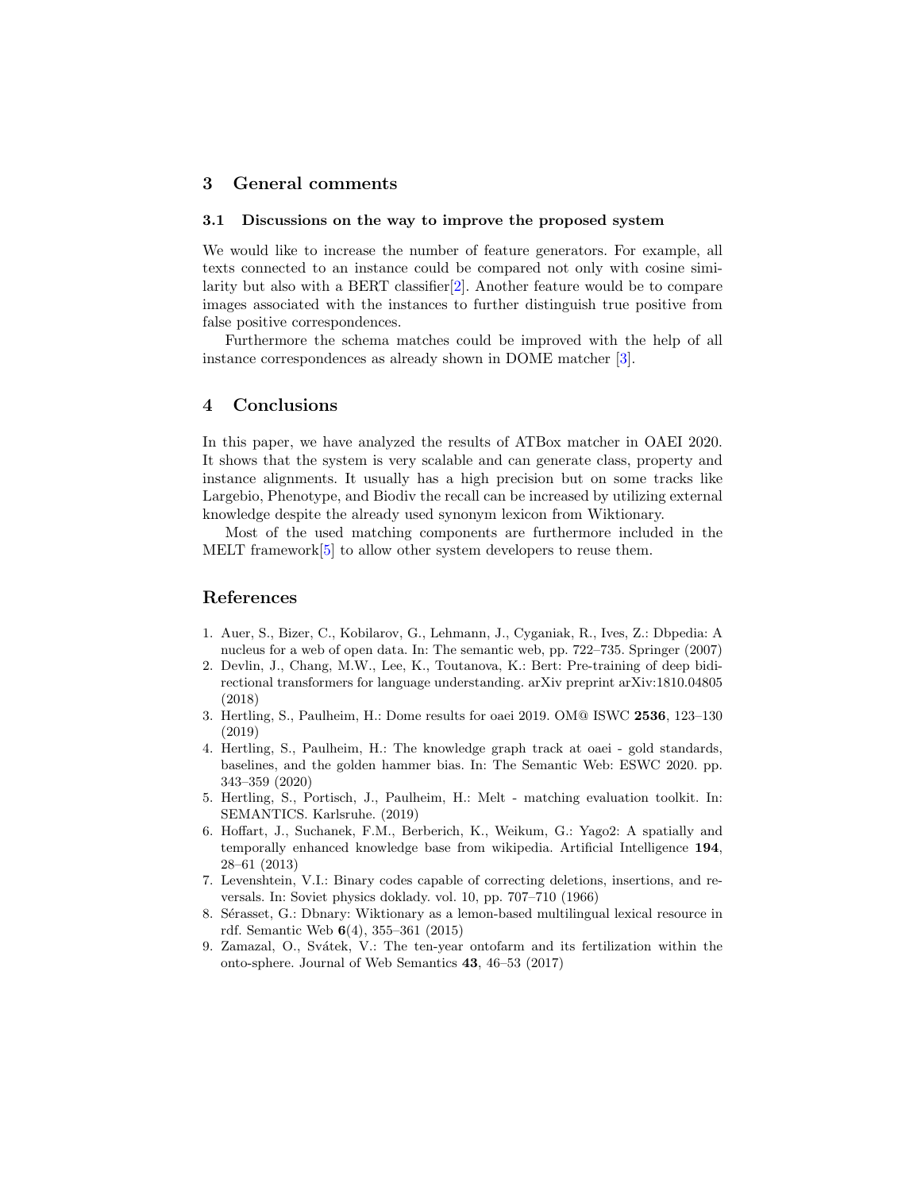## 3 General comments

### 3.1 Discussions on the way to improve the proposed system

We would like to increase the number of feature generators. For example, all texts connected to an instance could be compared not only with cosine similarity but also with a BERT classifier[2]. Another feature would be to compare images associated with the instances to further distinguish true positive from false positive correspondences.

Furthermore the schema matches could be improved with the help of all instance correspondences as already shown in DOME matcher [3].

## 4 Conclusions

In this paper, we have analyzed the results of ATBox matcher in OAEI 2020. It shows that the system is very scalable and can generate class, property and instance alignments. It usually has a high precision but on some tracks like Largebio, Phenotype, and Biodiv the recall can be increased by utilizing external knowledge despite the already used synonym lexicon from Wiktionary.

Most of the used matching components are furthermore included in the MELT framework[5] to allow other system developers to reuse them.

## References

1. Auer, S., Bizer, C., Kobilarov, G., Lehmann, J., Cyganiak, R., Ives, Z.: Dbpedia: A nucleus for a web of open data. In: The semantic web, pp. 722–735. Springer (2007)
2. Devlin, J., Chang, M.W., Lee, K., Toutanova, K.: Bert: Pre-training of deep bidirectional transformers for language understanding. arXiv preprint arXiv:1810.04805 (2018)
3. Hertling, S., Paulheim, H.: Dome results for oaei 2019. OM@ ISWC **2536**, 123–130 (2019)
4. Hertling, S., Paulheim, H.: The knowledge graph track at oaei - gold standards, baselines, and the golden hammer bias. In: The Semantic Web: ESWC 2020. pp. 343–359 (2020)
5. Hertling, S., Portisch, J., Paulheim, H.: Melt - matching evaluation toolkit. In: SEMANTICS. Karlsruhe. (2019)
6. Hoffart, J., Suchanek, F.M., Berberich, K., Weikum, G.: Yago2: A spatially and temporally enhanced knowledge base from wikipedia. Artificial Intelligence **194**, 28–61 (2013)
7. Levenshtein, V.I.: Binary codes capable of correcting deletions, insertions, and reversals. In: Soviet physics doklady. vol. 10, pp. 707–710 (1966)
8. Sérasset, G.: Dbnary: Wiktionary as a lemon-based multilingual lexical resource in rdf. Semantic Web **6**(4), 355–361 (2015)
9. Zamazal, O., Svátek, V.: The ten-year ontofarm and its fertilization within the onto-sphere. Journal of Web Semantics **43**, 46–53 (2017)